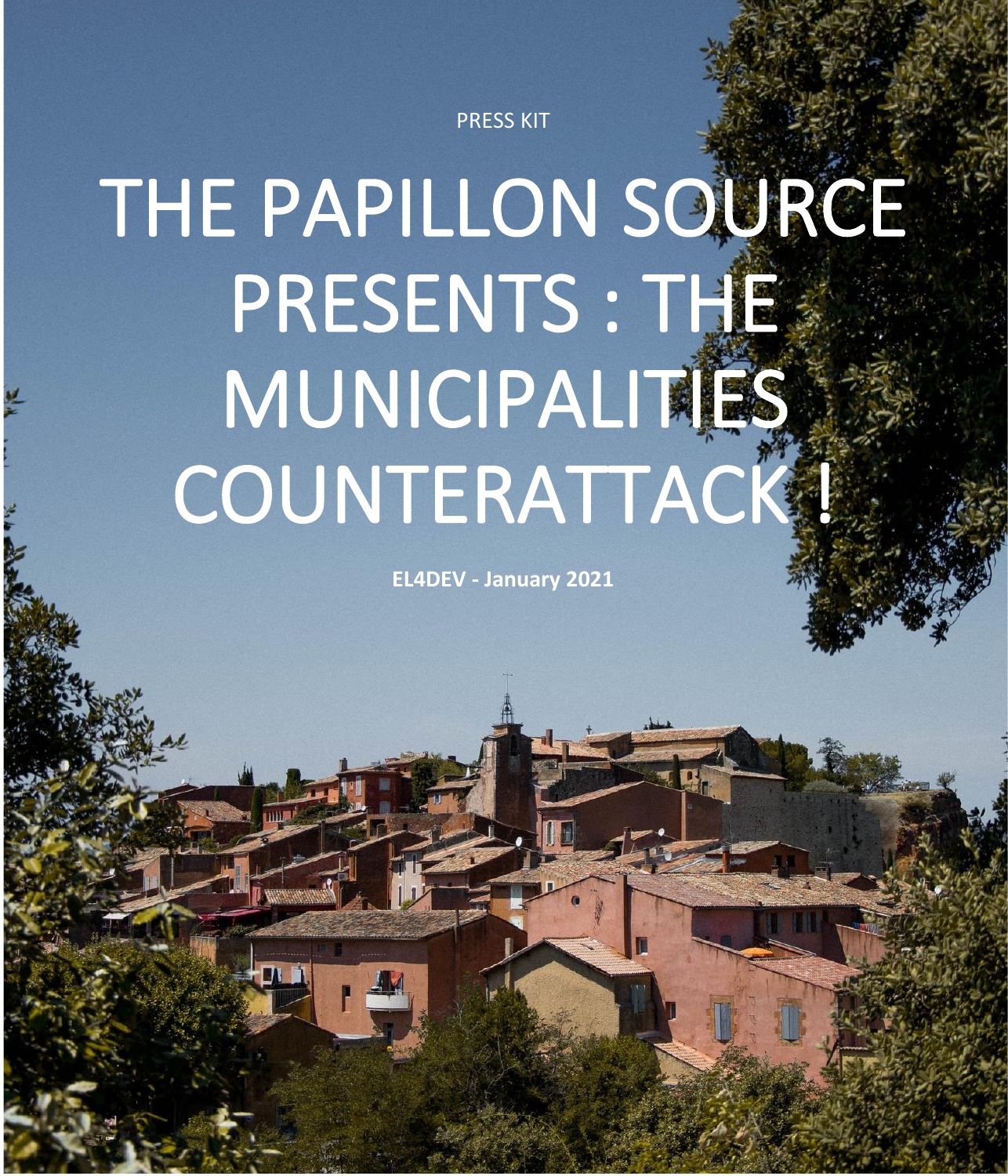PRESS KIT

# THE PAPILLON SOURCE PRESENTS : THE MUNICIPALITIES COUNTERATTACK !

**EL4DEV - January 2021**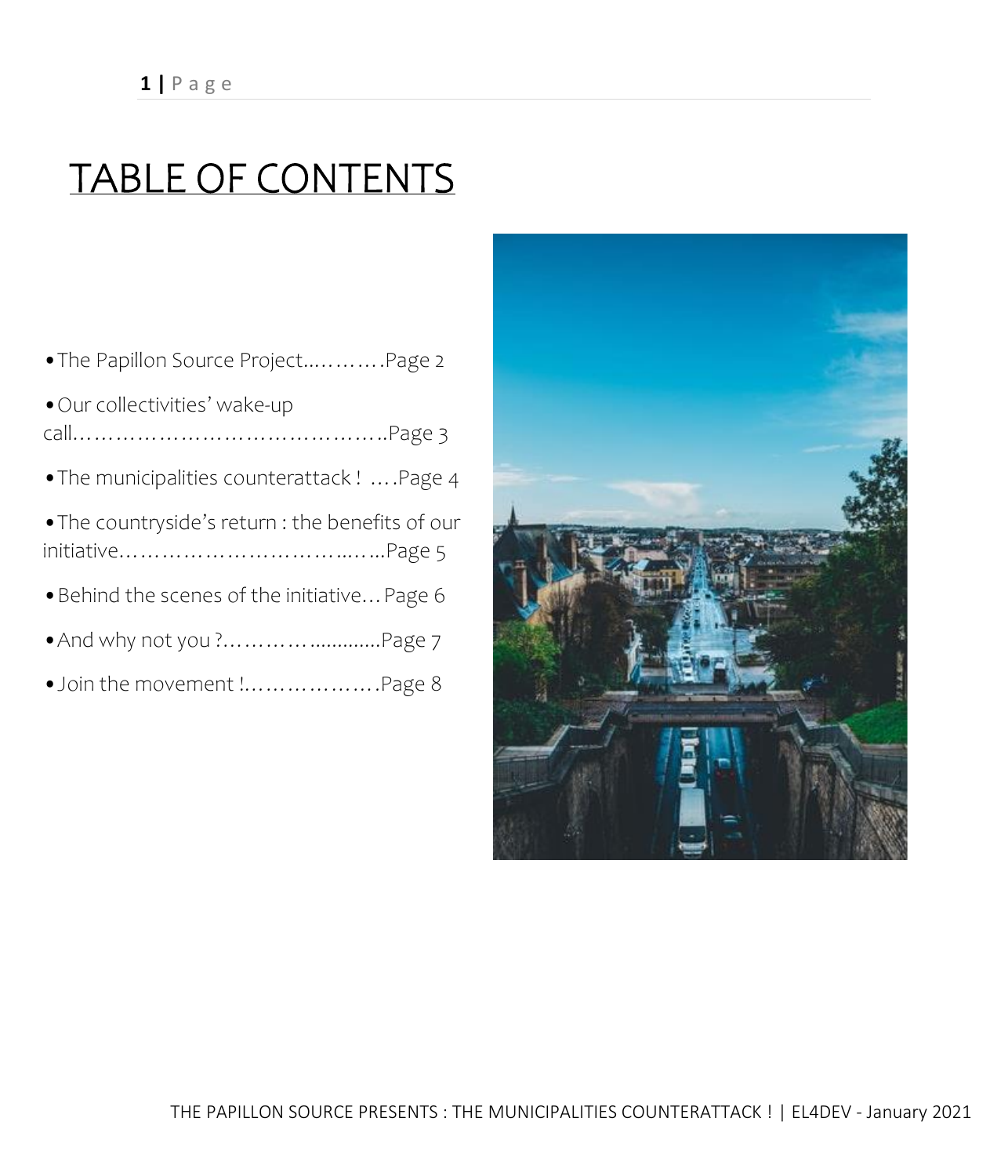# TABLE OF CONTENTS

- The Papillon Source Project...……….Page 2
- Our collectivities' wake-up call………………………………………..Page 3
- The municipalities counterattack ! ….Page 4
- The countryside's return : the benefits of our initiative…………………………...…...Page 5
- Behind the scenes of the initiative… Page 6
- And why not you ?………….............Page 7
- Join the movement !.……………….Page 8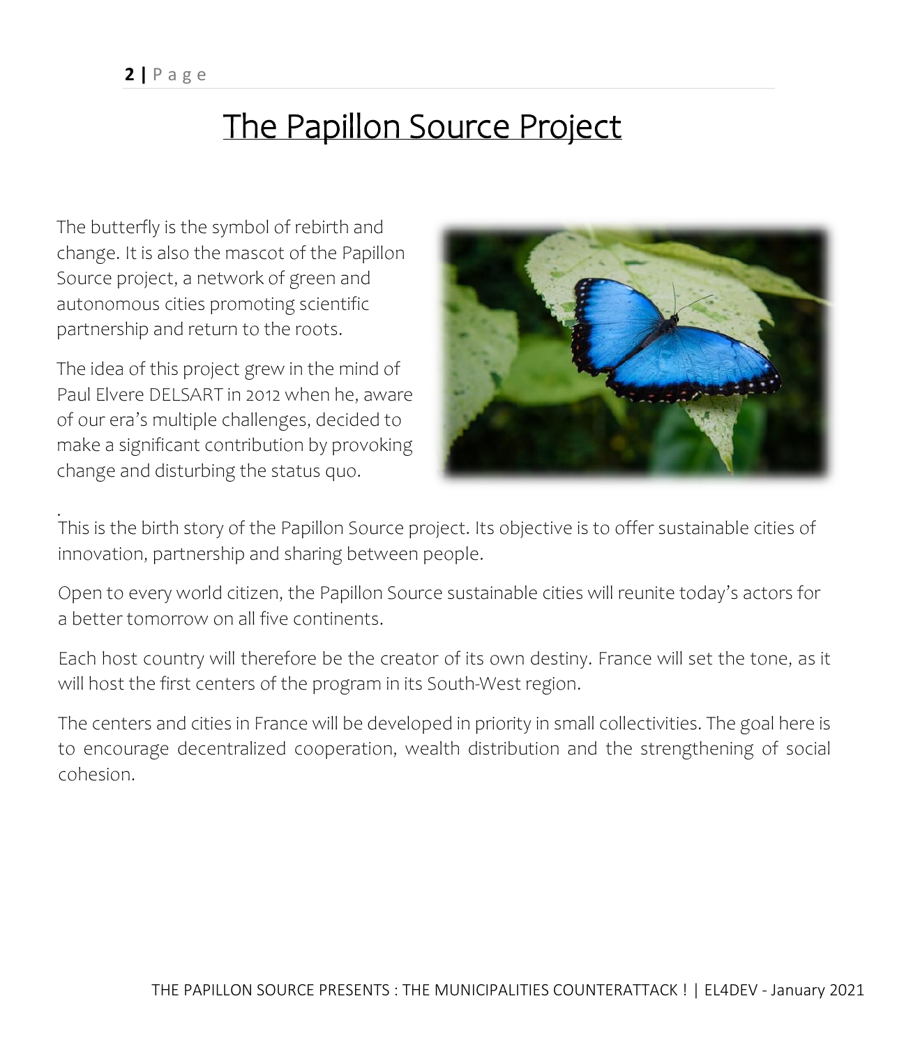# The Papillon Source Project

The butterfly is the symbol of rebirth and change. It is also the mascot of the Papillon Source project, a network of green and autonomous cities promoting scientific partnership and return to the roots.

The idea of this project grew in the mind of Paul Elvere DELSART in 2012 when he, aware of our era's multiple challenges, decided to make a significant contribution by provoking change and disturbing the status quo.

This is the birth story of the Papillon Source project. Its objective is to offer sustainable cities of innovation, partnership and sharing between people.

Open to every world citizen, the Papillon Source sustainable cities will reunite today's actors for a better tomorrow on all five continents.

Each host country will therefore be the creator of its own destiny. France will set the tone, as it will host the first centers of the program in its South-West region.

The centers and cities in France will be developed in priority in small collectivities. The goal here is to encourage decentralized cooperation, wealth distribution and the strengthening of social cohesion.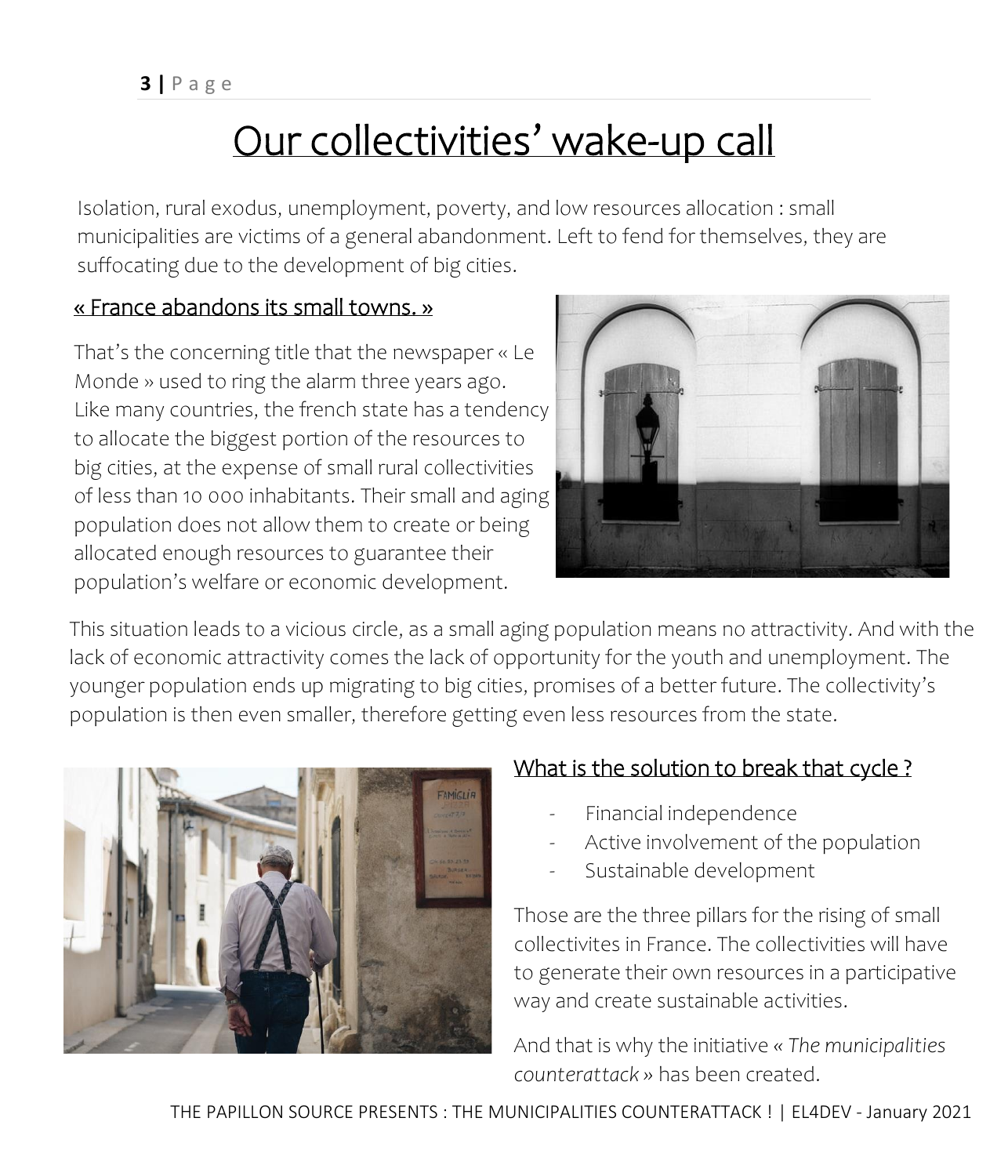# Our collectivities' wake-up call

Isolation, rural exodus, unemployment, poverty, and low resources allocation : small municipalities are victims of a general abandonment. Left to fend for themselves, they are suffocating due to the development of big cities.

## « France abandons its small towns. »

That's the concerning title that the newspaper « Le Monde » used to ring the alarm three years ago. Like many countries, the french state has a tendency to allocate the biggest portion of the resources to big cities, at the expense of small rural collectivities of less than 10 000 inhabitants. Their small and aging population does not allow them to create or being allocated enough resources to guarantee their population's welfare or economic development.

This situation leads to a vicious circle, as a small aging population means no attractivity. And with the lack of economic attractivity comes the lack of opportunity for the youth and unemployment. The younger population ends up migrating to big cities, promises of a better future. The collectivity's population is then even smaller, therefore getting even less resources from the state.

## What is the solution to break that cycle ?

- Financial independence
- Active involvement of the population
- Sustainable development

Those are the three pillars for the rising of small collectivites in France. The collectivities will have to generate their own resources in a participative way and create sustainable activities.

And that is why the initiative « *The municipalities counterattack* » has been created.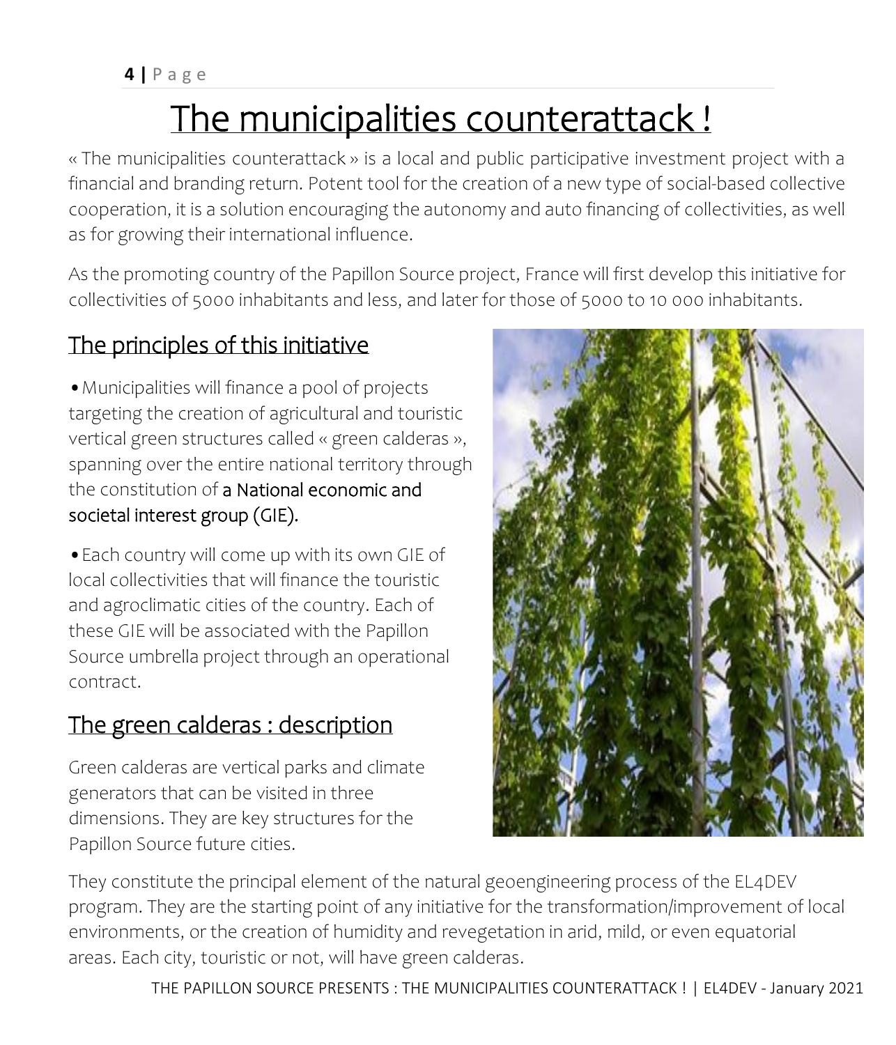# The municipalities counterattack !

« The municipalities counterattack » is a local and public participative investment project with a financial and branding return. Potent tool for the creation of a new type of social-based collective cooperation, it is a solution encouraging the autonomy and auto financing of collectivities, as well as for growing their international influence.

As the promoting country of the Papillon Source project, France will first develop this initiative for collectivities of 5000 inhabitants and less, and later for those of 5000 to 10 000 inhabitants.

## The principles of this initiative

- Municipalities will finance a pool of projects targeting the creation of agricultural and touristic vertical green structures called « green calderas », spanning over the entire national territory through the constitution of **a National economic and societal interest group (GIE).**
- Each country will come up with its own GIE of local collectivities that will finance the touristic and agroclimatic cities of the country. Each of these GIE will be associated with the Papillon Source umbrella project through an operational contract.

## The green calderas : description

Green calderas are vertical parks and climate generators that can be visited in three dimensions. They are key structures for the Papillon Source future cities.

They constitute the principal element of the natural geoengineering process of the EL4DEV program. They are the starting point of any initiative for the transformation/improvement of local environments, or the creation of humidity and revegetation in arid, mild, or even equatorial areas. Each city, touristic or not, will have green calderas.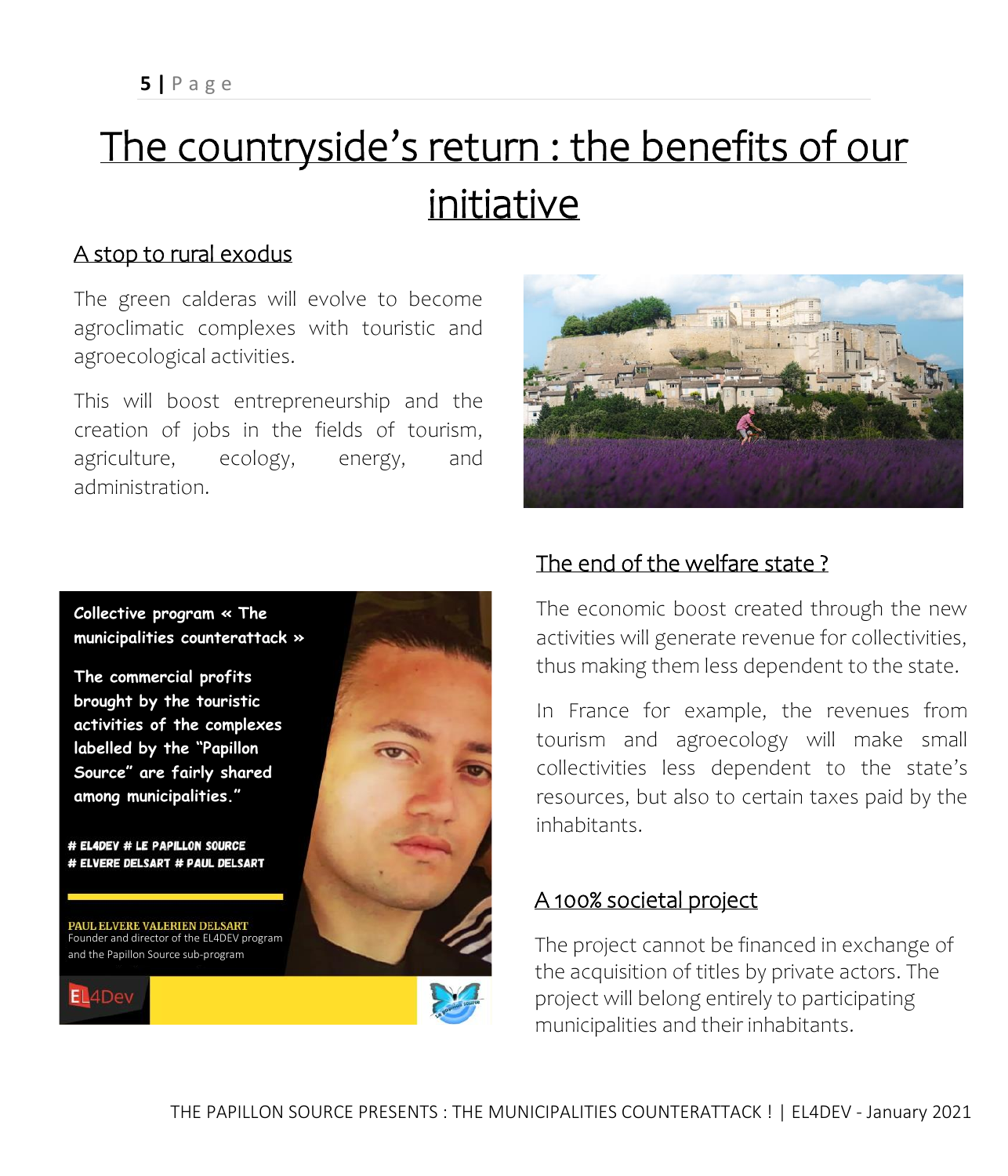# The countryside's return : the benefits of our initiative

## A stop to rural exodus

The green calderas will evolve to become agroclimatic complexes with touristic and agroecological activities.

This will boost entrepreneurship and the creation of jobs in the fields of tourism, agriculture, ecology, energy, and administration.

**Collective program « The municipalities counterattack »**

**The commercial profits brought by the touristic activities of the complexes labelled by the "Papillon Source" are fairly shared among municipalities."**

**# EL4DEV # LE PAPILLON SOURCE # ELVERE DELSART # PAUL DELSART**

**PAUL ELVERE VALERIEN DELSART**
Founder and director of the EL4DEV program and the Papillon Source sub-program

## The end of the welfare state ?

The economic boost created through the new activities will generate revenue for collectivities, thus making them less dependent to the state.

In France for example, the revenues from tourism and agroecology will make small collectivities less dependent to the state's resources, but also to certain taxes paid by the inhabitants.

## A 100% societal project

The project cannot be financed in exchange of the acquisition of titles by private actors. The project will belong entirely to participating municipalities and their inhabitants.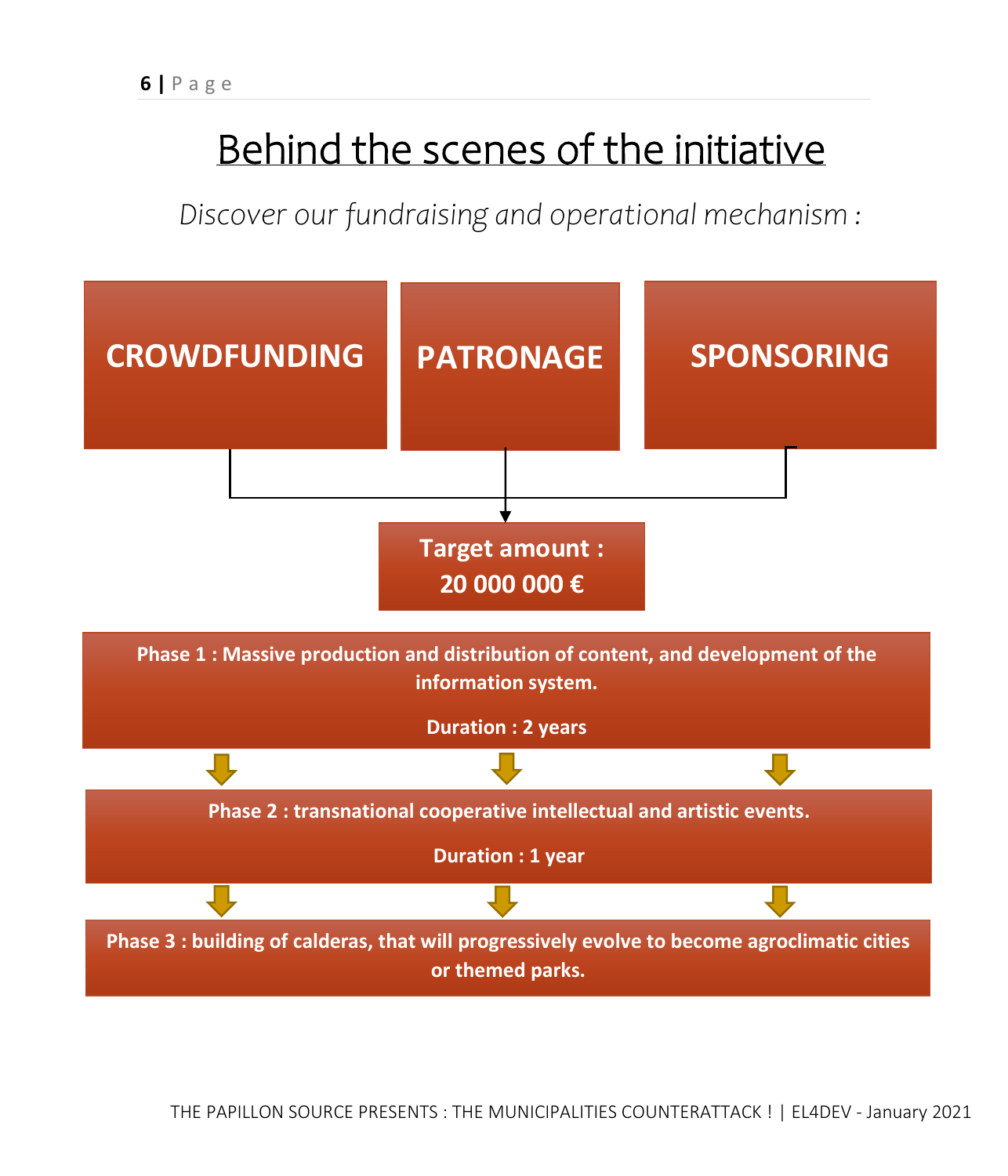# Behind the scenes of the initiative

*Discover our fundraising and operational mechanism :*

**CROWDFUNDING**

**PATRONAGE**

**SPONSORING**

**Target amount : 20 000 000 €**

**Phase 1 : Massive production and distribution of content, and development of the information system.**

**Duration : 2 years**

**Phase 2 : transnational cooperative intellectual and artistic events.**

**Duration : 1 year**

**Phase 3 : building of calderas, that will progressively evolve to become agroclimatic cities or themed parks.**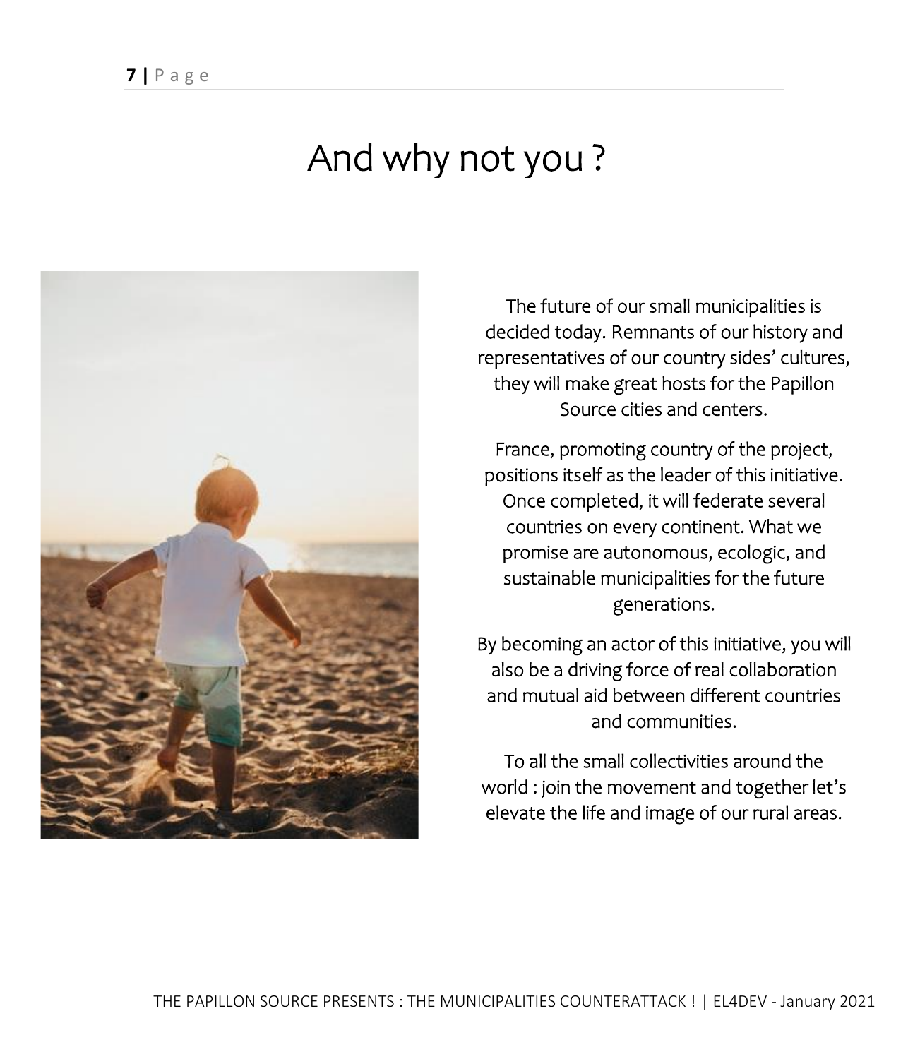# And why not you ?

The future of our small municipalities is decided today. Remnants of our history and representatives of our country sides' cultures, they will make great hosts for the Papillon Source cities and centers.

France, promoting country of the project, positions itself as the leader of this initiative. Once completed, it will federate several countries on every continent. What we promise are autonomous, ecologic, and sustainable municipalities for the future generations.

By becoming an actor of this initiative, you will also be a driving force of real collaboration and mutual aid between different countries and communities.

To all the small collectivities around the world : join the movement and together let's elevate the life and image of our rural areas.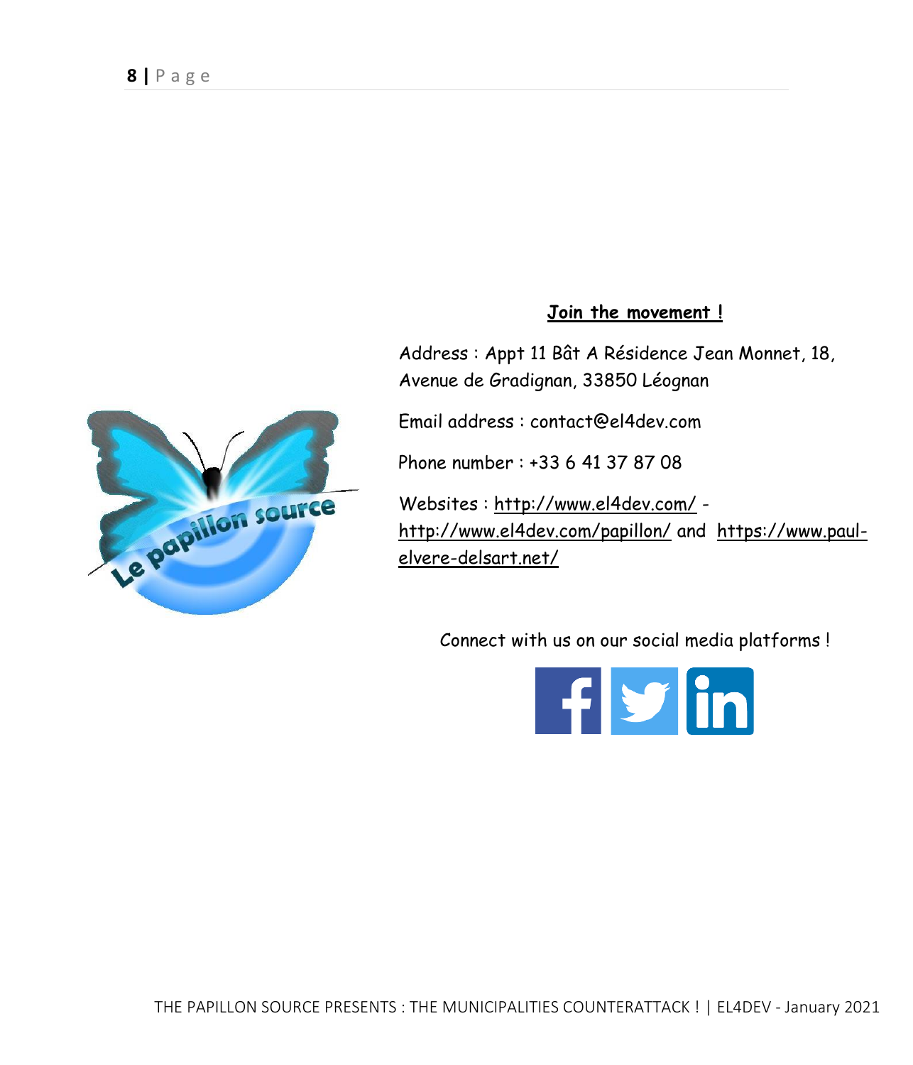**Join the movement !**

Address : Appt 11 Bât A Résidence Jean Monnet, 18, Avenue de Gradignan, 33850 Léognan

Email address : contact@el4dev.com

Phone number : +33 6 41 37 87 08

Websites : http://www.el4dev.com/ - http://www.el4dev.com/papillon/ and https://www.paul-elvere-delsart.net/

Connect with us on our social media platforms !